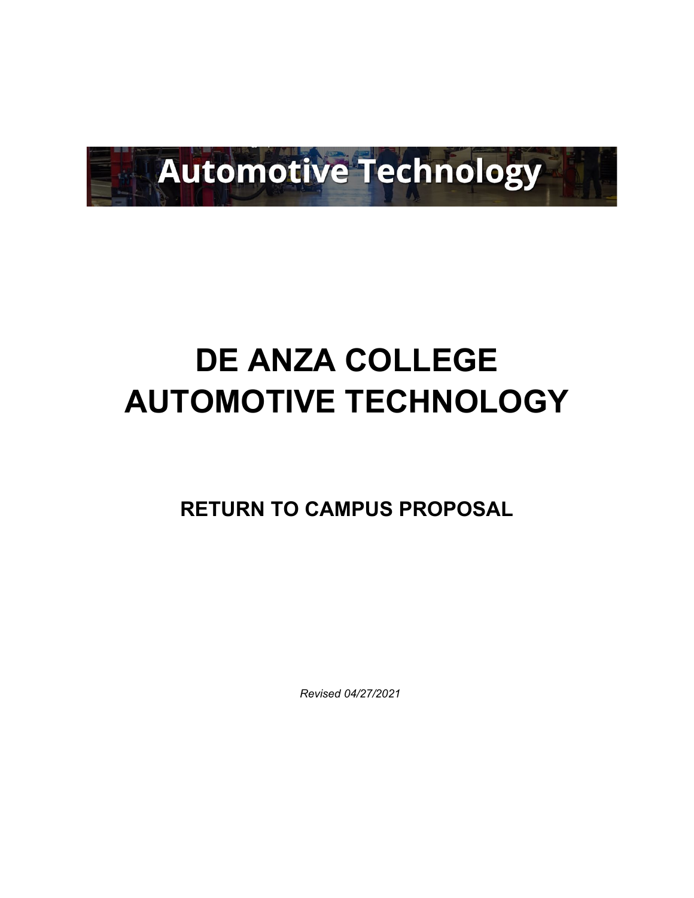Automotive Technology

# DE ANZA COLLEGE AUTOMOTIVE TECHNOLOGY

## RETURN TO CAMPUS PROPOSAL

*Revised 04/27/2021*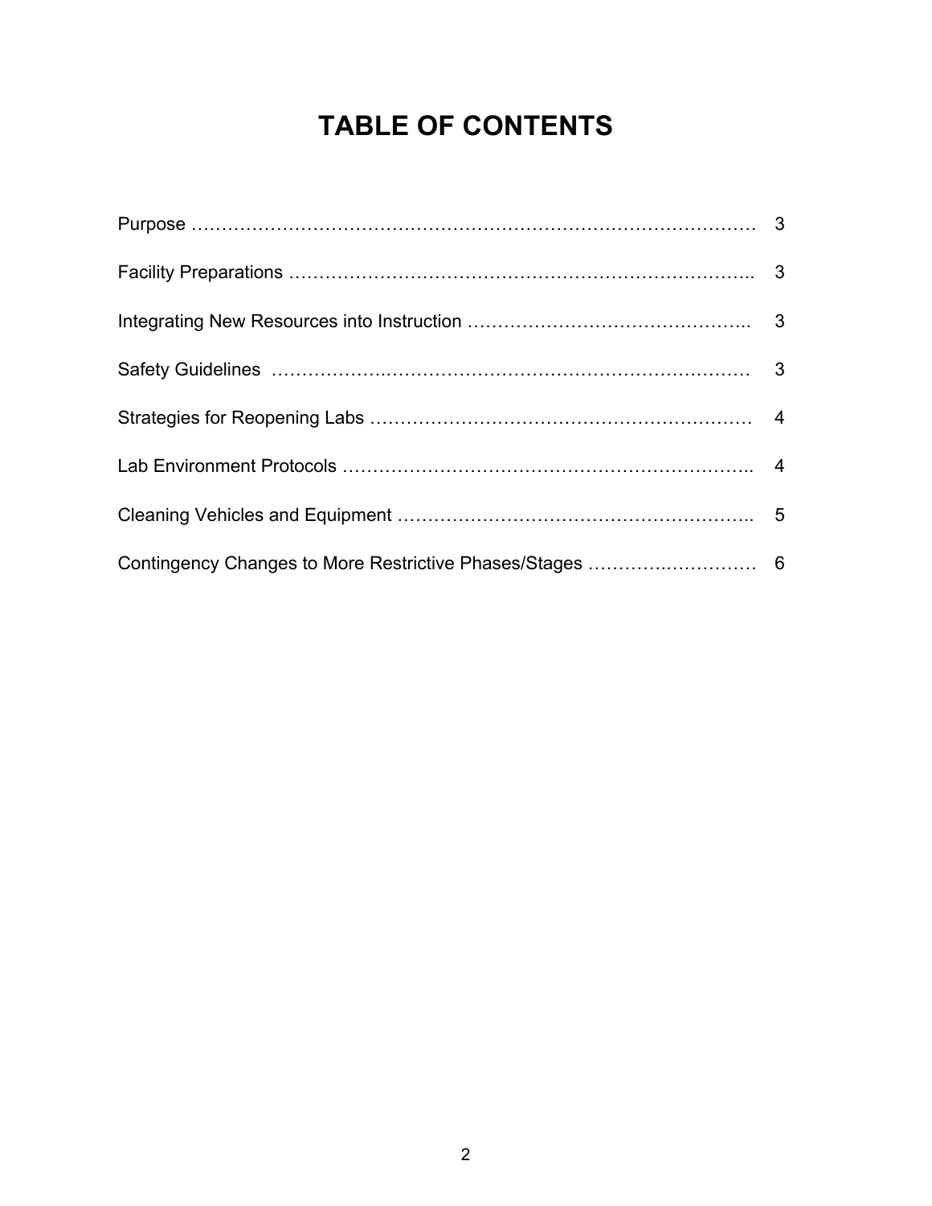# TABLE OF CONTENTS

| | |
|---|---|
| Purpose | 3 |
| Facility Preparations | 3 |
| Integrating New Resources into Instruction | 3 |
| Safety Guidelines | 3 |
| Strategies for Reopening Labs | 4 |
| Lab Environment Protocols | 4 |
| Cleaning Vehicles and Equipment | 5 |
| Contingency Changes to More Restrictive Phases/Stages | 6 |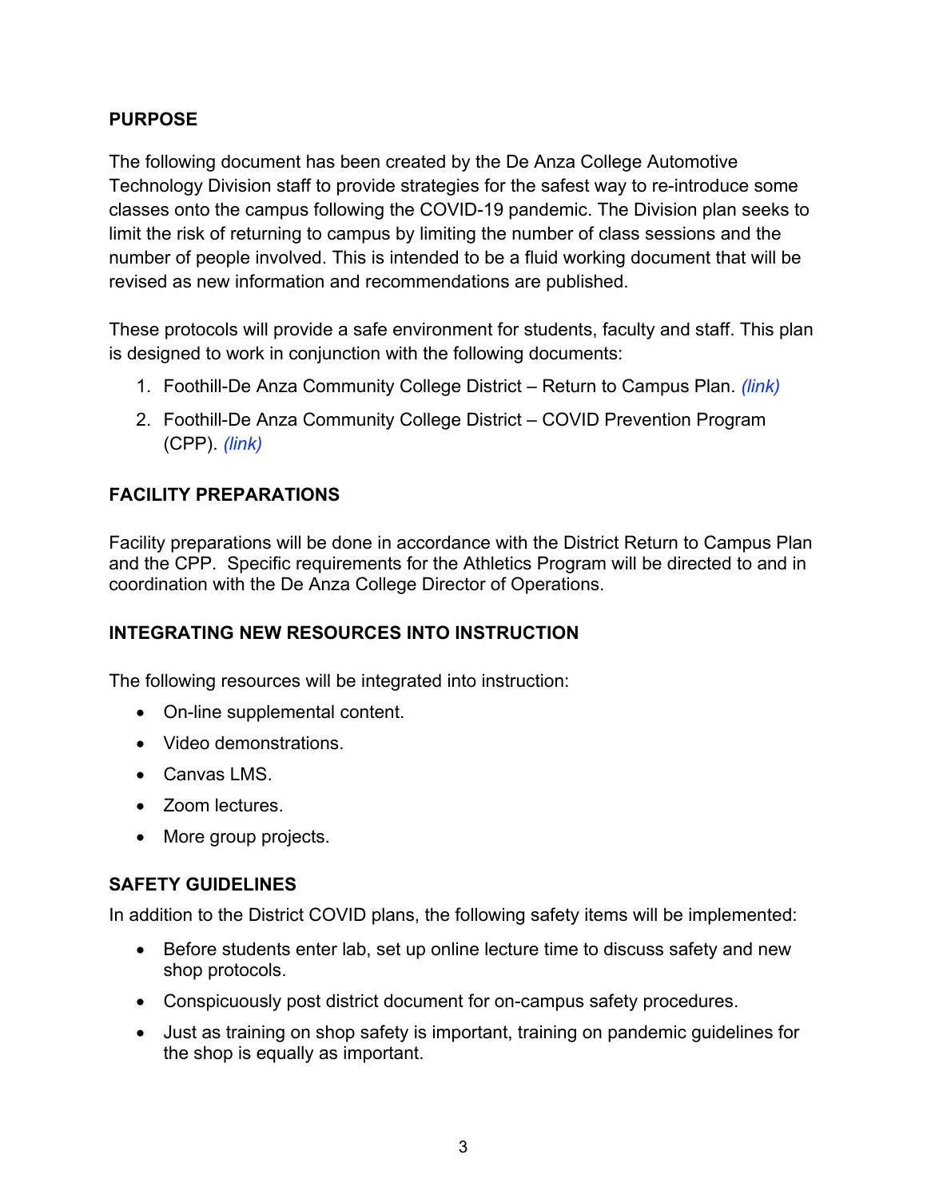## PURPOSE

The following document has been created by the De Anza College Automotive Technology Division staff to provide strategies for the safest way to re-introduce some classes onto the campus following the COVID-19 pandemic. The Division plan seeks to limit the risk of returning to campus by limiting the number of class sessions and the number of people involved. This is intended to be a fluid working document that will be revised as new information and recommendations are published.

These protocols will provide a safe environment for students, faculty and staff. This plan is designed to work in conjunction with the following documents:

1. Foothill-De Anza Community College District – Return to Campus Plan. *(link)*
2. Foothill-De Anza Community College District – COVID Prevention Program (CPP). *(link)*

## FACILITY PREPARATIONS

Facility preparations will be done in accordance with the District Return to Campus Plan and the CPP. Specific requirements for the Athletics Program will be directed to and in coordination with the De Anza College Director of Operations.

## INTEGRATING NEW RESOURCES INTO INSTRUCTION

The following resources will be integrated into instruction:

- On-line supplemental content.
- Video demonstrations.
- Canvas LMS.
- Zoom lectures.
- More group projects.

## SAFETY GUIDELINES

In addition to the District COVID plans, the following safety items will be implemented:

- Before students enter lab, set up online lecture time to discuss safety and new shop protocols.
- Conspicuously post district document for on-campus safety procedures.
- Just as training on shop safety is important, training on pandemic guidelines for the shop is equally as important.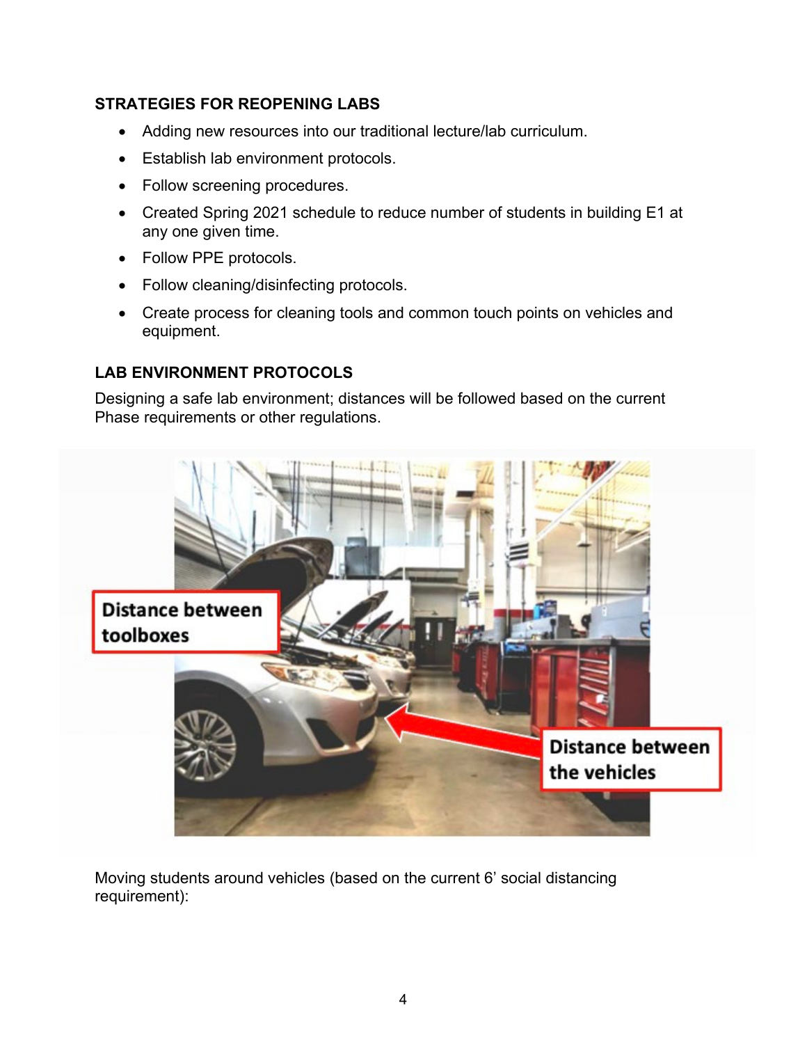### STRATEGIES FOR REOPENING LABS

- Adding new resources into our traditional lecture/lab curriculum.
- Establish lab environment protocols.
- Follow screening procedures.
- Created Spring 2021 schedule to reduce number of students in building E1 at any one given time.
- Follow PPE protocols.
- Follow cleaning/disinfecting protocols.
- Create process for cleaning tools and common touch points on vehicles and equipment.

### LAB ENVIRONMENT PROTOCOLS

Designing a safe lab environment; distances will be followed based on the current Phase requirements or other regulations.

Moving students around vehicles (based on the current 6' social distancing requirement):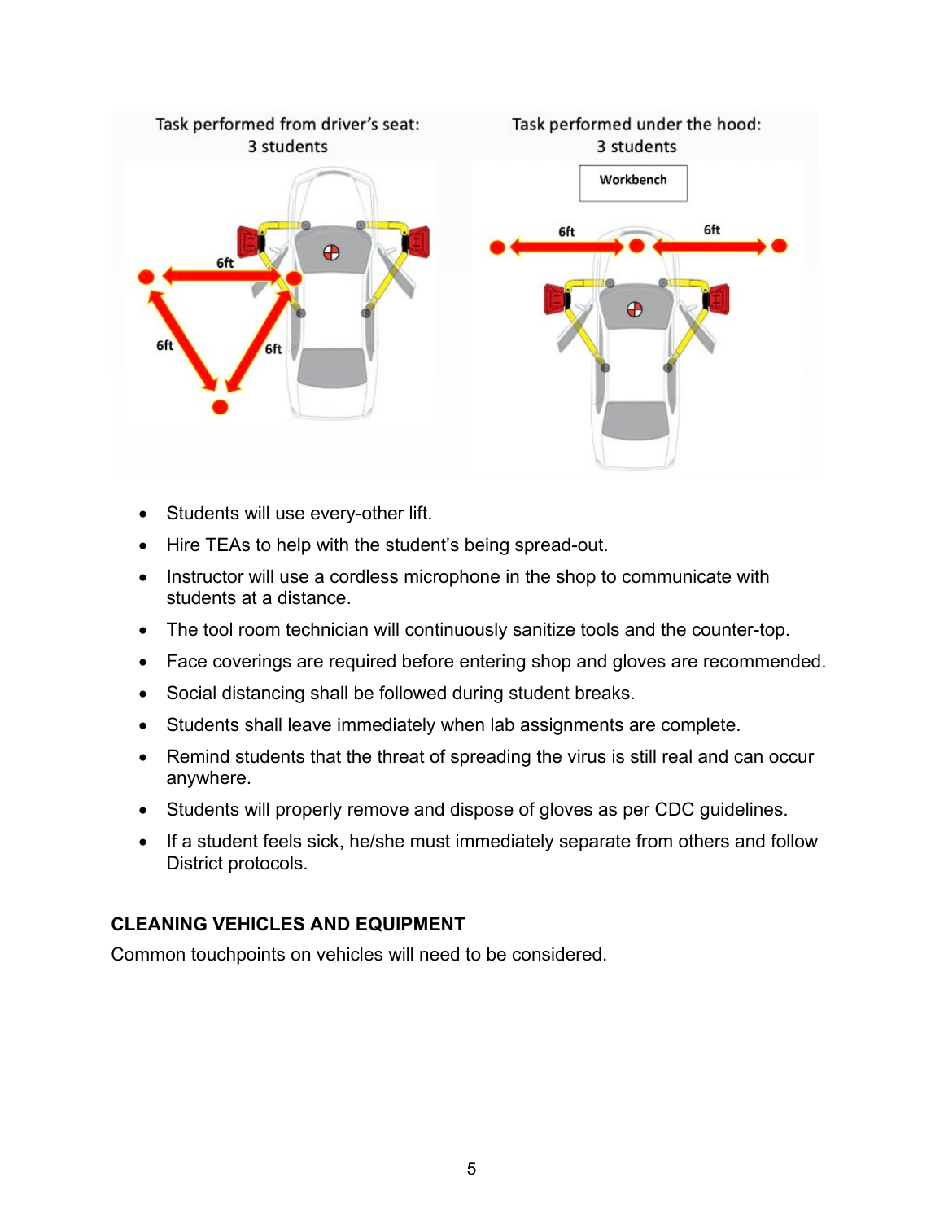- Students will use every-other lift.
- Hire TEAs to help with the student's being spread-out.
- Instructor will use a cordless microphone in the shop to communicate with students at a distance.
- The tool room technician will continuously sanitize tools and the counter-top.
- Face coverings are required before entering shop and gloves are recommended.
- Social distancing shall be followed during student breaks.
- Students shall leave immediately when lab assignments are complete.
- Remind students that the threat of spreading the virus is still real and can occur anywhere.
- Students will properly remove and dispose of gloves as per CDC guidelines.
- If a student feels sick, he/she must immediately separate from others and follow District protocols.

## CLEANING VEHICLES AND EQUIPMENT

Common touchpoints on vehicles will need to be considered.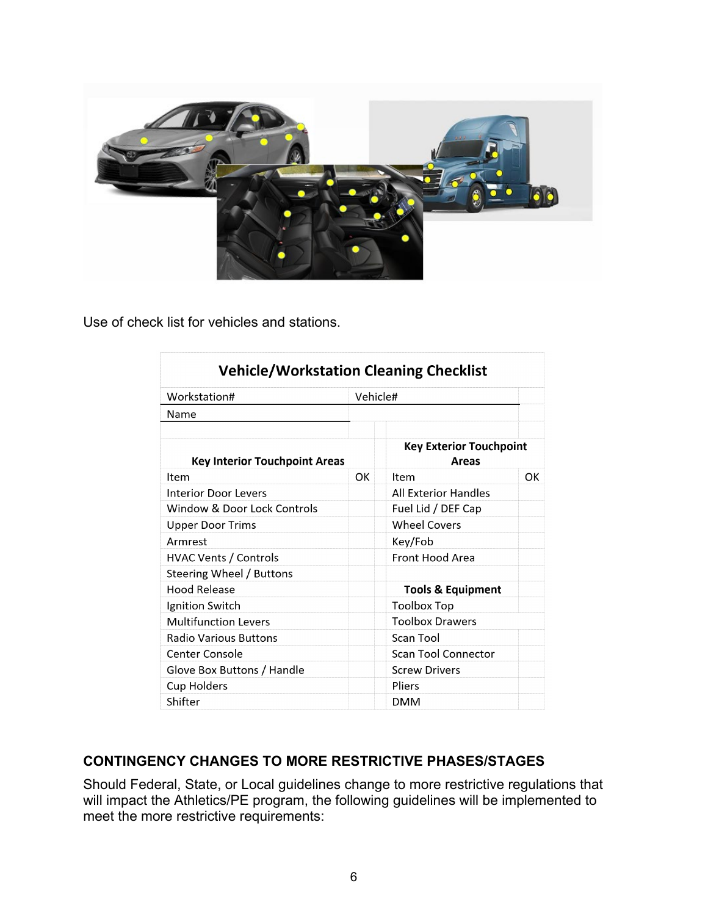Use of check list for vehicles and stations.

**Vehicle/Workstation Cleaning Checklist**

| Workstation# | | Vehicle# | |
|---|---|---|---|
| Name | | | |
| | | | |
| **Key Interior Touchpoint Areas** | | **Key Exterior Touchpoint Areas** | |
| Item | OK | Item | OK |
| Interior Door Levers | | All Exterior Handles | |
| Window & Door Lock Controls | | Fuel Lid / DEF Cap | |
| Upper Door Trims | | Wheel Covers | |
| Armrest | | Key/Fob | |
| HVAC Vents / Controls | | Front Hood Area | |
| Steering Wheel / Buttons | | | |
| Hood Release | | **Tools & Equipment** | |
| Ignition Switch | | Toolbox Top | |
| Multifunction Levers | | Toolbox Drawers | |
| Radio Various Buttons | | Scan Tool | |
| Center Console | | Scan Tool Connector | |
| Glove Box Buttons / Handle | | Screw Drivers | |
| Cup Holders | | Pliers | |
| Shifter | | DMM | |

## CONTINGENCY CHANGES TO MORE RESTRICTIVE PHASES/STAGES

Should Federal, State, or Local guidelines change to more restrictive regulations that will impact the Athletics/PE program, the following guidelines will be implemented to meet the more restrictive requirements: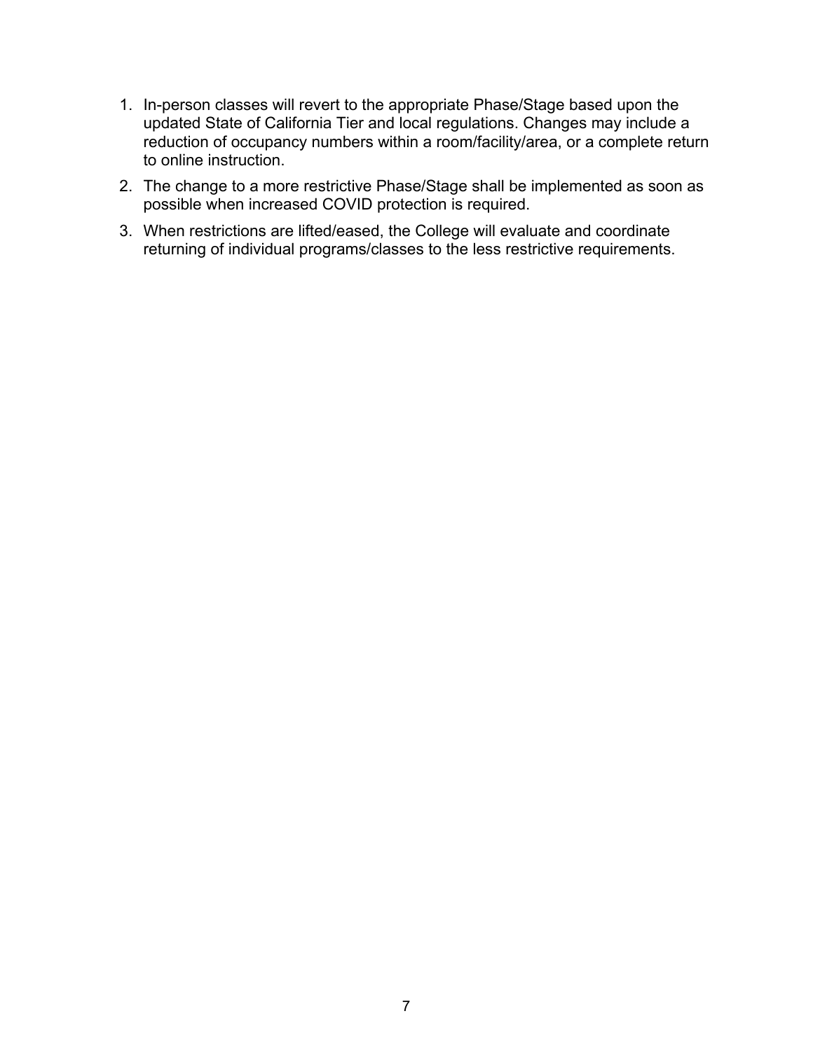1. In-person classes will revert to the appropriate Phase/Stage based upon the updated State of California Tier and local regulations. Changes may include a reduction of occupancy numbers within a room/facility/area, or a complete return to online instruction.
2. The change to a more restrictive Phase/Stage shall be implemented as soon as possible when increased COVID protection is required.
3. When restrictions are lifted/eased, the College will evaluate and coordinate returning of individual programs/classes to the less restrictive requirements.